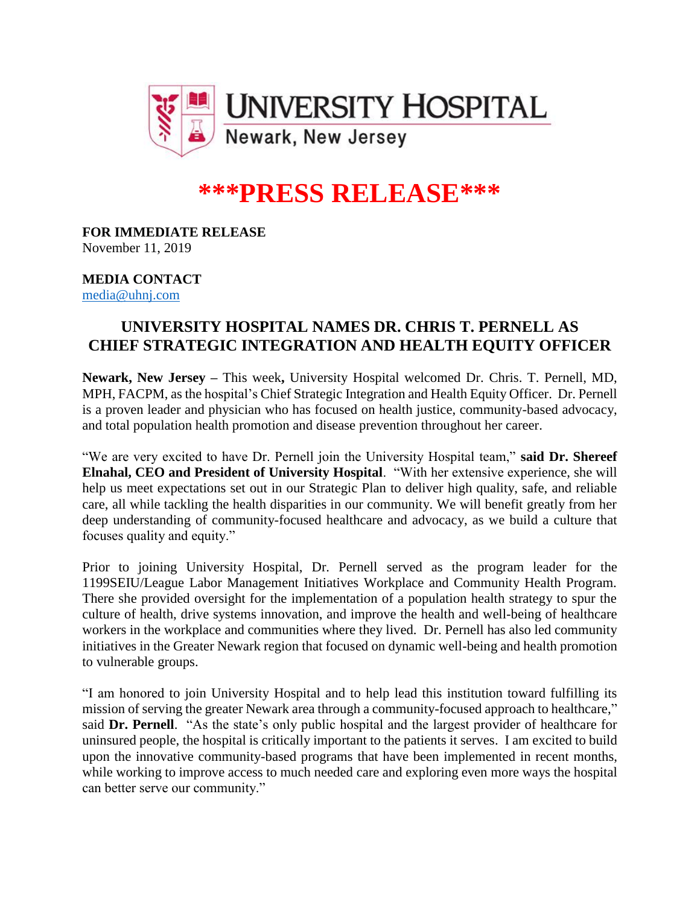UNIVERSITY HOSPITAL
Newark, New Jersey

# \*\*\*PRESS RELEASE\*\*\*

**FOR IMMEDIATE RELEASE**
November 11, 2019

**MEDIA CONTACT**
media@uhnj.com

## UNIVERSITY HOSPITAL NAMES DR. CHRIS T. PERNELL AS CHIEF STRATEGIC INTEGRATION AND HEALTH EQUITY OFFICER

**Newark, New Jersey –** This week**,** University Hospital welcomed Dr. Chris. T. Pernell, MD, MPH, FACPM, as the hospital's Chief Strategic Integration and Health Equity Officer. Dr. Pernell is a proven leader and physician who has focused on health justice, community-based advocacy, and total population health promotion and disease prevention throughout her career.

"We are very excited to have Dr. Pernell join the University Hospital team," **said Dr. Shereef Elnahal, CEO and President of University Hospital**. "With her extensive experience, she will help us meet expectations set out in our Strategic Plan to deliver high quality, safe, and reliable care, all while tackling the health disparities in our community. We will benefit greatly from her deep understanding of community-focused healthcare and advocacy, as we build a culture that focuses quality and equity."

Prior to joining University Hospital, Dr. Pernell served as the program leader for the 1199SEIU/League Labor Management Initiatives Workplace and Community Health Program. There she provided oversight for the implementation of a population health strategy to spur the culture of health, drive systems innovation, and improve the health and well-being of healthcare workers in the workplace and communities where they lived. Dr. Pernell has also led community initiatives in the Greater Newark region that focused on dynamic well-being and health promotion to vulnerable groups.

"I am honored to join University Hospital and to help lead this institution toward fulfilling its mission of serving the greater Newark area through a community-focused approach to healthcare," said **Dr. Pernell**. "As the state's only public hospital and the largest provider of healthcare for uninsured people, the hospital is critically important to the patients it serves. I am excited to build upon the innovative community-based programs that have been implemented in recent months, while working to improve access to much needed care and exploring even more ways the hospital can better serve our community."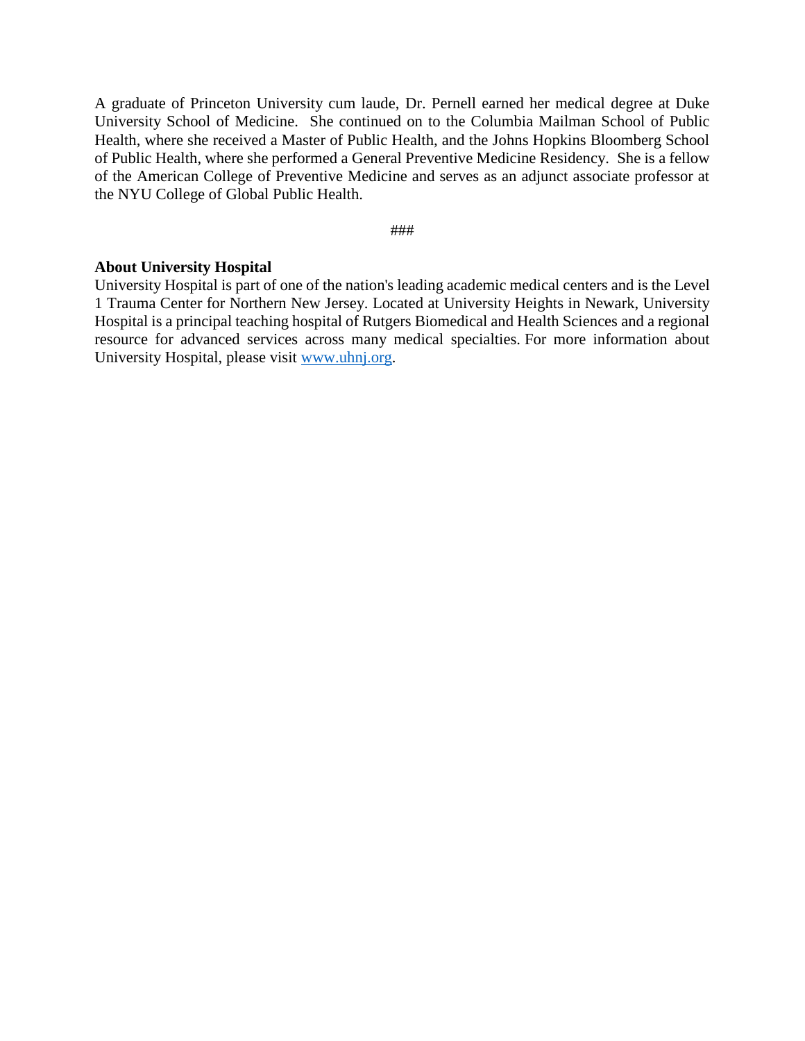A graduate of Princeton University cum laude, Dr. Pernell earned her medical degree at Duke University School of Medicine. She continued on to the Columbia Mailman School of Public Health, where she received a Master of Public Health, and the Johns Hopkins Bloomberg School of Public Health, where she performed a General Preventive Medicine Residency. She is a fellow of the American College of Preventive Medicine and serves as an adjunct associate professor at the NYU College of Global Public Health.

###

**About University Hospital**

University Hospital is part of one of the nation's leading academic medical centers and is the Level 1 Trauma Center for Northern New Jersey. Located at University Heights in Newark, University Hospital is a principal teaching hospital of Rutgers Biomedical and Health Sciences and a regional resource for advanced services across many medical specialties. For more information about University Hospital, please visit [www.uhnj.org](http://www.uhnj.org).